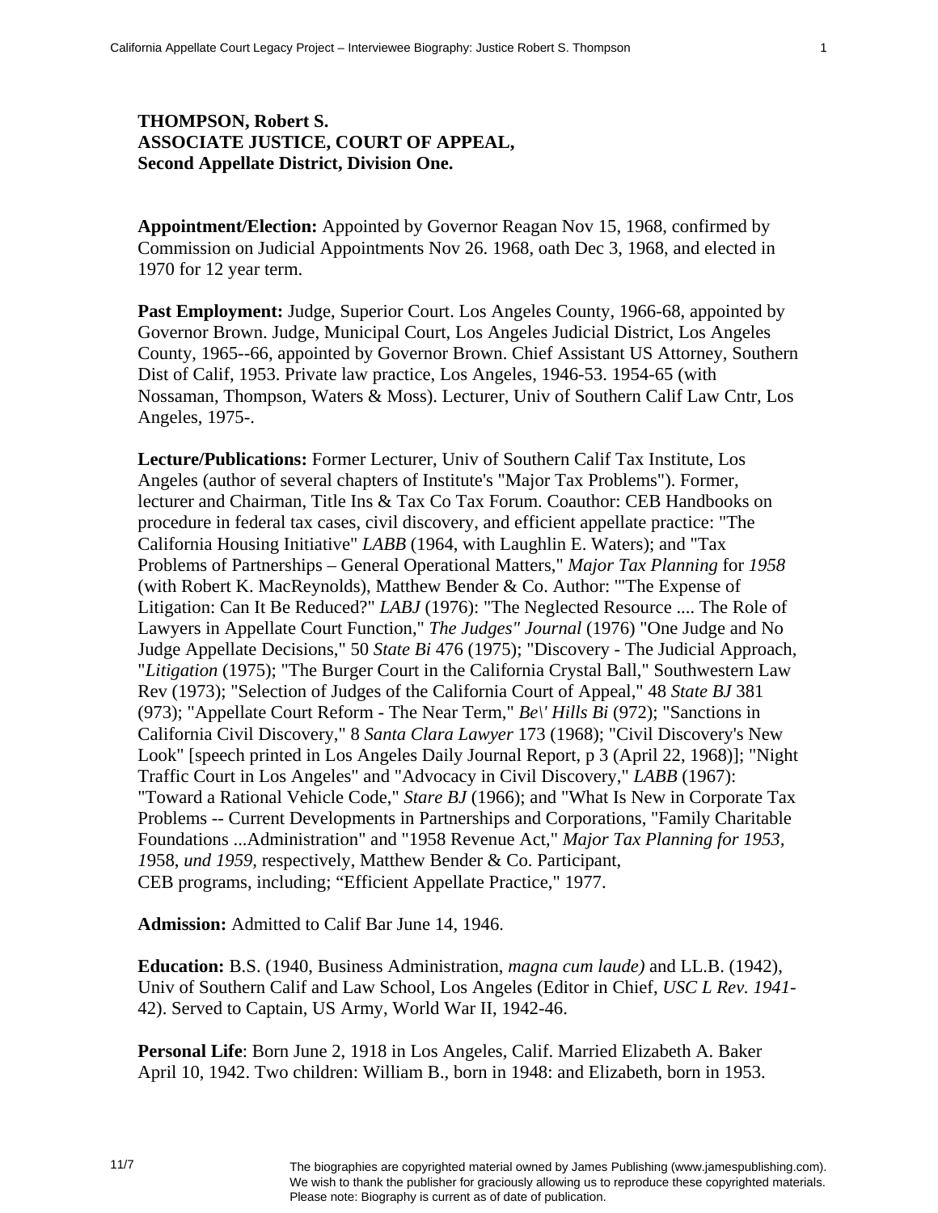**THOMPSON, Robert S.**
**ASSOCIATE JUSTICE, COURT OF APPEAL,**
**Second Appellate District, Division One.**

**Appointment/Election:** Appointed by Governor Reagan Nov 15, 1968, confirmed by Commission on Judicial Appointments Nov 26. 1968, oath Dec 3, 1968, and elected in 1970 for 12 year term.

**Past Employment:** Judge, Superior Court. Los Angeles County, 1966-68, appointed by Governor Brown. Judge, Municipal Court, Los Angeles Judicial District, Los Angeles County, 1965--66, appointed by Governor Brown. Chief Assistant US Attorney, Southern Dist of Calif, 1953. Private law practice, Los Angeles, 1946-53. 1954-65 (with Nossaman, Thompson, Waters & Moss). Lecturer, Univ of Southern Calif Law Cntr, Los Angeles, 1975-.

**Lecture/Publications:** Former Lecturer, Univ of Southern Calif Tax Institute, Los Angeles (author of several chapters of Institute's "Major Tax Problems"). Former, lecturer and Chairman, Title Ins & Tax Co Tax Forum. Coauthor: CEB Handbooks on procedure in federal tax cases, civil discovery, and efficient appellate practice: "The California Housing Initiative" *LABB* (1964, with Laughlin E. Waters); and "Tax Problems of Partnerships – General Operational Matters," *Major Tax Planning* for *1958* (with Robert K. MacReynolds), Matthew Bender & Co. Author: "'The Expense of Litigation: Can It Be Reduced?" *LABJ* (1976): "The Neglected Resource .... The Role of Lawyers in Appellate Court Function," *The Judges" Journal* (1976) "One Judge and No Judge Appellate Decisions," 50 *State Bi* 476 (1975); "Discovery - The Judicial Approach, "*Litigation* (1975); "The Burger Court in the California Crystal Ball," Southwestern Law Rev (1973); "Selection of Judges of the California Court of Appeal," 48 *State BJ* 381 (973); "Appellate Court Reform - The Near Term," *Be\' Hills Bi* (972); "Sanctions in California Civil Discovery," 8 *Santa Clara Lawyer* 173 (1968); "Civil Discovery's New Look" [speech printed in Los Angeles Daily Journal Report, p 3 (April 22, 1968)]; "Night Traffic Court in Los Angeles" and "Advocacy in Civil Discovery," *LABB* (1967): "Toward a Rational Vehicle Code," *Stare BJ* (1966); and "What Is New in Corporate Tax Problems -- Current Developments in Partnerships and Corporations, "Family Charitable Foundations ...Administration" and "1958 Revenue Act," *Major Tax Planning for 1953, 1*958, *und 1959*, respectively, Matthew Bender & Co. Participant, CEB programs, including; "Efficient Appellate Practice," 1977.

**Admission:** Admitted to Calif Bar June 14, 1946.

**Education:** B.S. (1940, Business Administration, *magna cum laude)* and LL.B. (1942), Univ of Southern Calif and Law School, Los Angeles (Editor in Chief, *USC L Rev. 1941*-42). Served to Captain, US Army, World War II, 1942-46.

**Personal Life**: Born June 2, 1918 in Los Angeles, Calif. Married Elizabeth A. Baker April 10, 1942. Two children: William B., born in 1948: and Elizabeth, born in 1953.

11/7

The biographies are copyrighted material owned by James Publishing (www.jamespublishing.com). We wish to thank the publisher for graciously allowing us to reproduce these copyrighted materials. Please note: Biography is current as of date of publication.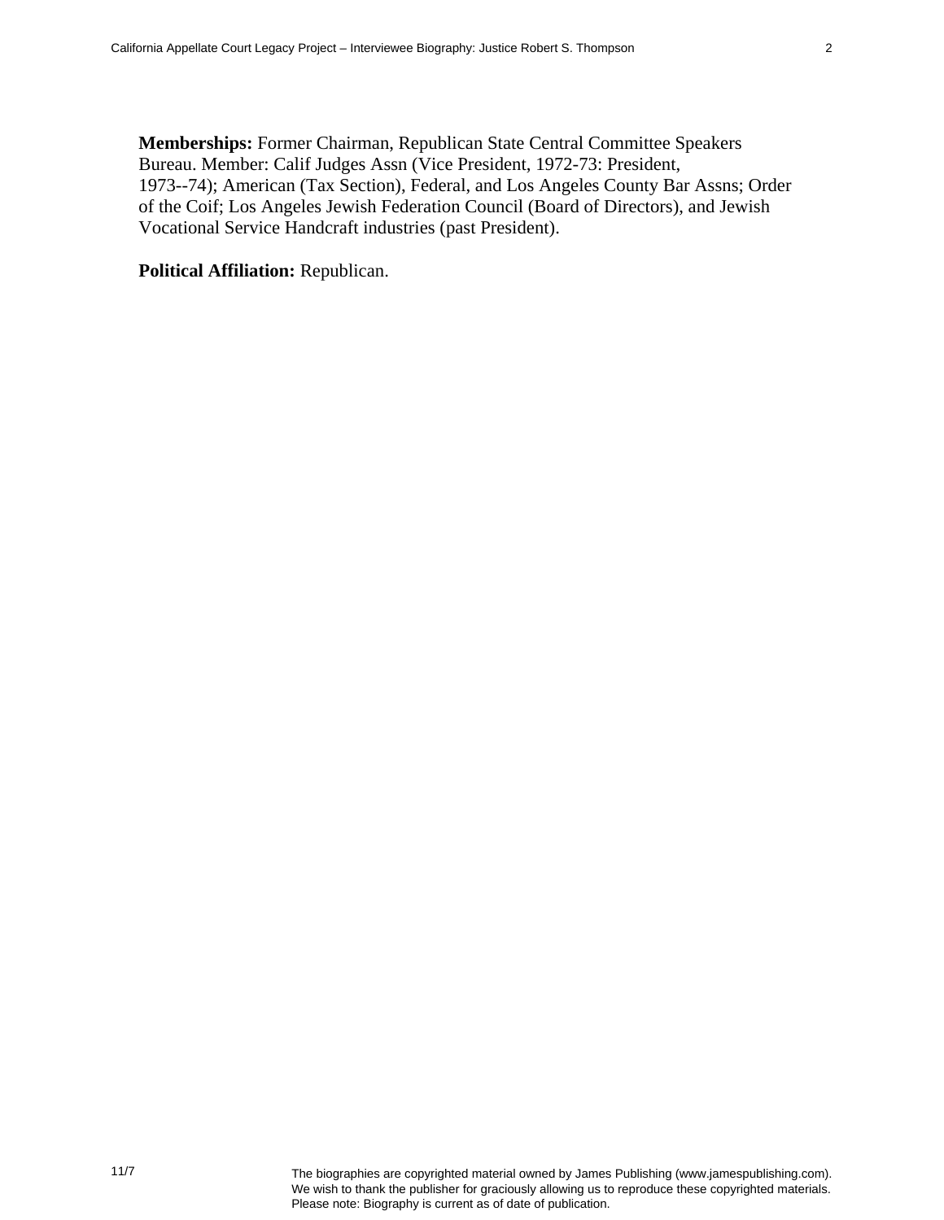**Memberships:** Former Chairman, Republican State Central Committee Speakers Bureau. Member: Calif Judges Assn (Vice President, 1972-73: President, 1973--74); American (Tax Section), Federal, and Los Angeles County Bar Assns; Order of the Coif; Los Angeles Jewish Federation Council (Board of Directors), and Jewish Vocational Service Handcraft industries (past President).

**Political Affiliation:** Republican.